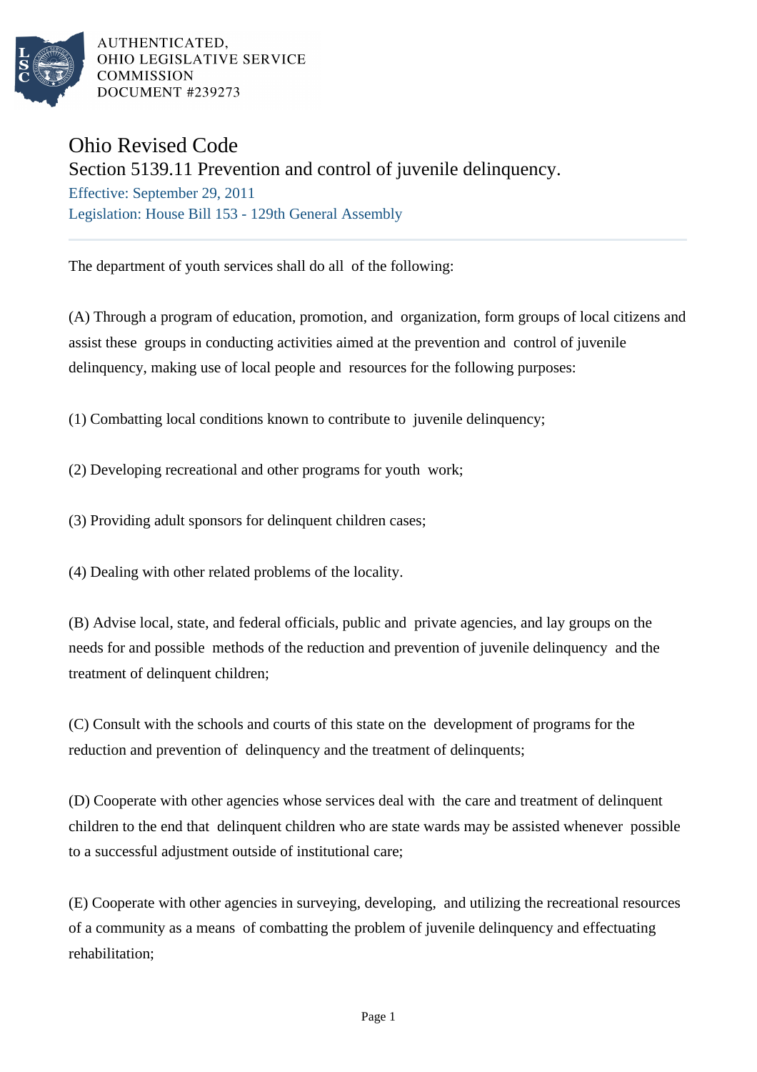AUTHENTICATED,
OHIO LEGISLATIVE SERVICE
COMMISSION
DOCUMENT #239273

# Ohio Revised Code

## Section 5139.11 Prevention and control of juvenile delinquency.

Effective: September 29, 2011

Legislation: House Bill 153 - 129th General Assembly

---

The department of youth services shall do all of the following:

(A) Through a program of education, promotion, and organization, form groups of local citizens and assist these groups in conducting activities aimed at the prevention and control of juvenile delinquency, making use of local people and resources for the following purposes:

(1) Combatting local conditions known to contribute to juvenile delinquency;

(2) Developing recreational and other programs for youth work;

(3) Providing adult sponsors for delinquent children cases;

(4) Dealing with other related problems of the locality.

(B) Advise local, state, and federal officials, public and private agencies, and lay groups on the needs for and possible methods of the reduction and prevention of juvenile delinquency and the treatment of delinquent children;

(C) Consult with the schools and courts of this state on the development of programs for the reduction and prevention of delinquency and the treatment of delinquents;

(D) Cooperate with other agencies whose services deal with the care and treatment of delinquent children to the end that delinquent children who are state wards may be assisted whenever possible to a successful adjustment outside of institutional care;

(E) Cooperate with other agencies in surveying, developing, and utilizing the recreational resources of a community as a means of combatting the problem of juvenile delinquency and effectuating rehabilitation;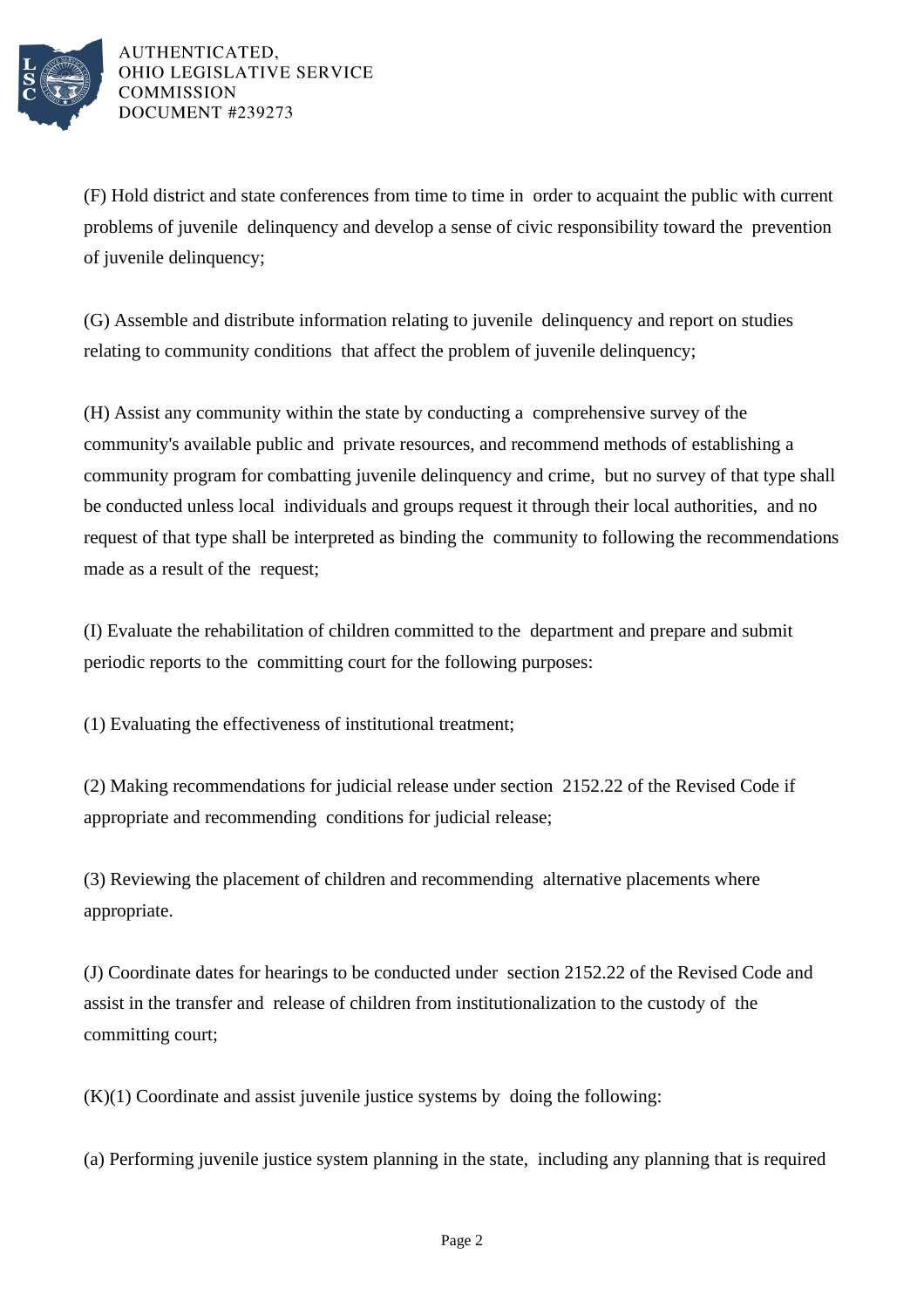(F) Hold district and state conferences from time to time in order to acquaint the public with current problems of juvenile delinquency and develop a sense of civic responsibility toward the prevention of juvenile delinquency;

(G) Assemble and distribute information relating to juvenile delinquency and report on studies relating to community conditions that affect the problem of juvenile delinquency;

(H) Assist any community within the state by conducting a comprehensive survey of the community's available public and private resources, and recommend methods of establishing a community program for combatting juvenile delinquency and crime, but no survey of that type shall be conducted unless local individuals and groups request it through their local authorities, and no request of that type shall be interpreted as binding the community to following the recommendations made as a result of the request;

(I) Evaluate the rehabilitation of children committed to the department and prepare and submit periodic reports to the committing court for the following purposes:

(1) Evaluating the effectiveness of institutional treatment;

(2) Making recommendations for judicial release under section 2152.22 of the Revised Code if appropriate and recommending conditions for judicial release;

(3) Reviewing the placement of children and recommending alternative placements where appropriate.

(J) Coordinate dates for hearings to be conducted under section 2152.22 of the Revised Code and assist in the transfer and release of children from institutionalization to the custody of the committing court;

(K)(1) Coordinate and assist juvenile justice systems by doing the following:

(a) Performing juvenile justice system planning in the state, including any planning that is required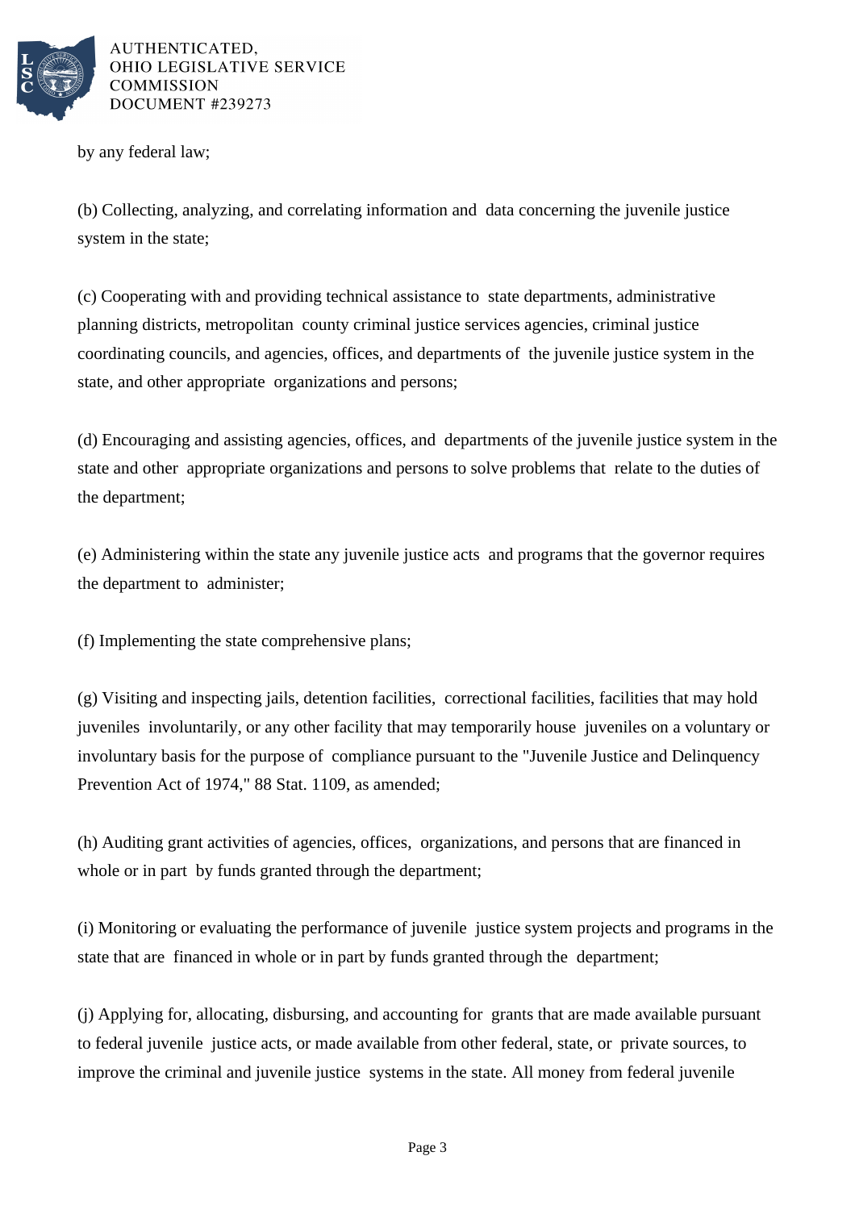by any federal law;

(b) Collecting, analyzing, and correlating information and data concerning the juvenile justice system in the state;

(c) Cooperating with and providing technical assistance to state departments, administrative planning districts, metropolitan county criminal justice services agencies, criminal justice coordinating councils, and agencies, offices, and departments of the juvenile justice system in the state, and other appropriate organizations and persons;

(d) Encouraging and assisting agencies, offices, and departments of the juvenile justice system in the state and other appropriate organizations and persons to solve problems that relate to the duties of the department;

(e) Administering within the state any juvenile justice acts and programs that the governor requires the department to administer;

(f) Implementing the state comprehensive plans;

(g) Visiting and inspecting jails, detention facilities, correctional facilities, facilities that may hold juveniles involuntarily, or any other facility that may temporarily house juveniles on a voluntary or involuntary basis for the purpose of compliance pursuant to the "Juvenile Justice and Delinquency Prevention Act of 1974," 88 Stat. 1109, as amended;

(h) Auditing grant activities of agencies, offices, organizations, and persons that are financed in whole or in part by funds granted through the department;

(i) Monitoring or evaluating the performance of juvenile justice system projects and programs in the state that are financed in whole or in part by funds granted through the department;

(j) Applying for, allocating, disbursing, and accounting for grants that are made available pursuant to federal juvenile justice acts, or made available from other federal, state, or private sources, to improve the criminal and juvenile justice systems in the state. All money from federal juvenile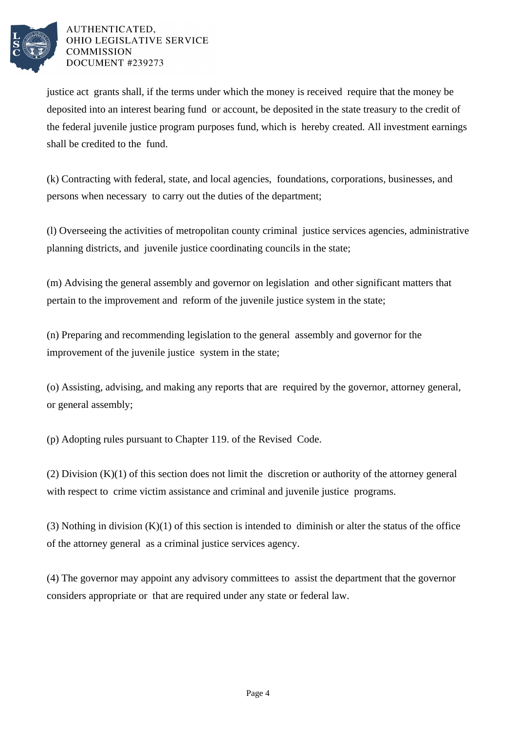justice act grants shall, if the terms under which the money is received require that the money be deposited into an interest bearing fund or account, be deposited in the state treasury to the credit of the federal juvenile justice program purposes fund, which is hereby created. All investment earnings shall be credited to the fund.

(k) Contracting with federal, state, and local agencies, foundations, corporations, businesses, and persons when necessary to carry out the duties of the department;

(l) Overseeing the activities of metropolitan county criminal justice services agencies, administrative planning districts, and juvenile justice coordinating councils in the state;

(m) Advising the general assembly and governor on legislation and other significant matters that pertain to the improvement and reform of the juvenile justice system in the state;

(n) Preparing and recommending legislation to the general assembly and governor for the improvement of the juvenile justice system in the state;

(o) Assisting, advising, and making any reports that are required by the governor, attorney general, or general assembly;

(p) Adopting rules pursuant to Chapter 119. of the Revised Code.

(2) Division (K)(1) of this section does not limit the discretion or authority of the attorney general with respect to crime victim assistance and criminal and juvenile justice programs.

(3) Nothing in division (K)(1) of this section is intended to diminish or alter the status of the office of the attorney general as a criminal justice services agency.

(4) The governor may appoint any advisory committees to assist the department that the governor considers appropriate or that are required under any state or federal law.